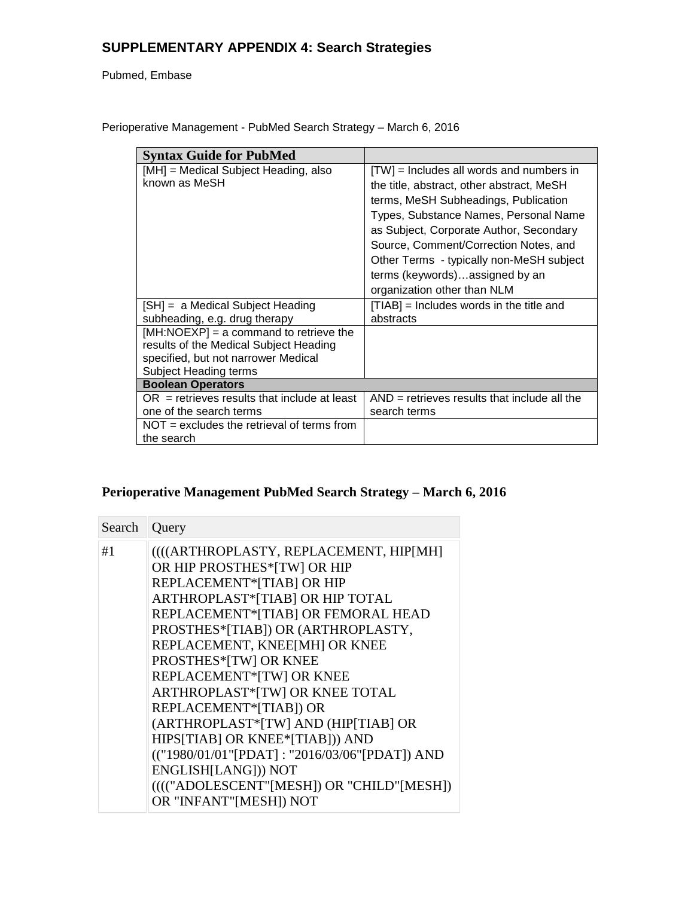## SUPPLEMENTARY APPENDIX 4: Search Strategies

Pubmed, Embase

Perioperative Management - PubMed Search Strategy – March 6, 2016

| Syntax Guide for PubMed | |
|---|---|
| [MH] = Medical Subject Heading, also known as MeSH | [TW] = Includes all words and numbers in the title, abstract, other abstract, MeSH terms, MeSH Subheadings, Publication Types, Substance Names, Personal Name as Subject, Corporate Author, Secondary Source, Comment/Correction Notes, and Other Terms - typically non-MeSH subject terms (keywords)…assigned by an organization other than NLM |
| [SH] = a Medical Subject Heading subheading, e.g. drug therapy | [TIAB] = Includes words in the title and abstracts |
| [MH:NOEXP] = a command to retrieve the results of the Medical Subject Heading specified, but not narrower Medical Subject Heading terms | |
| **Boolean Operators** | |
| OR = retrieves results that include at least one of the search terms | AND = retrieves results that include all the search terms |
| NOT = excludes the retrieval of terms from the search | |

### Perioperative Management PubMed Search Strategy – March 6, 2016

| Search | Query |
|---|---|
| #1 | ((((ARTHROPLASTY, REPLACEMENT, HIP[MH] OR HIP PROSTHES*[TW] OR HIP REPLACEMENT*[TIAB] OR HIP ARTHROPLAST*[TIAB] OR HIP TOTAL REPLACEMENT*[TIAB] OR FEMORAL HEAD PROSTHES*[TIAB]) OR (ARTHROPLASTY, REPLACEMENT, KNEE[MH] OR KNEE PROSTHES*[TW] OR KNEE REPLACEMENT*[TW] OR KNEE ARTHROPLAST*[TW] OR KNEE TOTAL REPLACEMENT*[TIAB]) OR (ARTHROPLAST*[TW] AND (HIP[TIAB] OR HIPS[TIAB] OR KNEE*[TIAB])) AND (("1980/01/01"[PDAT] : "2016/03/06"[PDAT]) AND ENGLISH[LANG])) NOT (((("ADOLESCENT"[MESH]) OR "CHILD"[MESH]) OR "INFANT"[MESH]) NOT |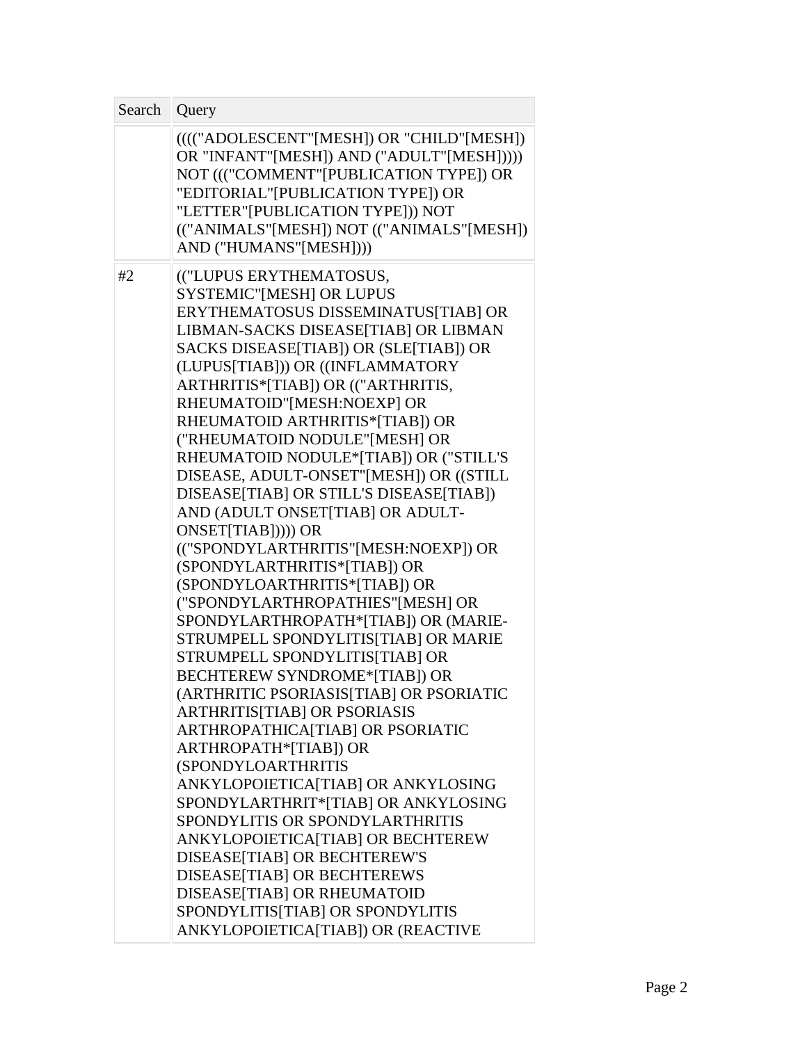| Search | Query |
| --- | --- |
| | (((("ADOLESCENT"[MESH]) OR "CHILD"[MESH]) OR "INFANT"[MESH]) AND ("ADULT"[MESH])))) NOT ((("COMMENT"[PUBLICATION TYPE]) OR "EDITORIAL"[PUBLICATION TYPE]) OR "LETTER"[PUBLICATION TYPE])) NOT (("ANIMALS"[MESH]) NOT (("ANIMALS"[MESH]) AND ("HUMANS"[MESH]))) |
| #2 | (("LUPUS ERYTHEMATOSUS, SYSTEMIC"[MESH] OR LUPUS ERYTHEMATOSUS DISSEMINATUS[TIAB] OR LIBMAN-SACKS DISEASE[TIAB] OR LIBMAN SACKS DISEASE[TIAB]) OR (SLE[TIAB]) OR (LUPUS[TIAB])) OR ((INFLAMMATORY ARTHRITIS*[TIAB]) OR (("ARTHRITIS, RHEUMATOID"[MESH:NOEXP] OR RHEUMATOID ARTHRITIS*[TIAB]) OR ("RHEUMATOID NODULE"[MESH] OR RHEUMATOID NODULE*[TIAB]) OR ("STILL'S DISEASE, ADULT-ONSET"[MESH]) OR ((STILL DISEASE[TIAB] OR STILL'S DISEASE[TIAB]) AND (ADULT ONSET[TIAB] OR ADULT-ONSET[TIAB])))) OR (("SPONDYLARTHRITIS"[MESH:NOEXP]) OR (SPONDYLARTHRITIS*[TIAB]) OR (SPONDYLOARTHRITIS*[TIAB]) OR ("SPONDYLARTHROPATHIES"[MESH] OR SPONDYLARTHROPATH*[TIAB]) OR (MARIE-STRUMPELL SPONDYLITIS[TIAB] OR MARIE STRUMPELL SPONDYLITIS[TIAB] OR BECHTEREW SYNDROME*[TIAB]) OR (ARTHRITIC PSORIASIS[TIAB] OR PSORIATIC ARTHRITIS[TIAB] OR PSORIASIS ARTHROPATHICA[TIAB] OR PSORIATIC ARTHROPATH*[TIAB]) OR (SPONDYLOARTHRITIS ANKYLOPOIETICA[TIAB] OR ANKYLOSING SPONDYLARTHRIT*[TIAB] OR ANKYLOSING SPONDYLITIS OR SPONDYLARTHRITIS ANKYLOPOIETICA[TIAB] OR BECHTEREW DISEASE[TIAB] OR BECHTEREW'S DISEASE[TIAB] OR BECHTEREWS DISEASE[TIAB] OR RHEUMATOID SPONDYLITIS[TIAB] OR SPONDYLITIS ANKYLOPOIETICA[TIAB]) OR (REACTIVE |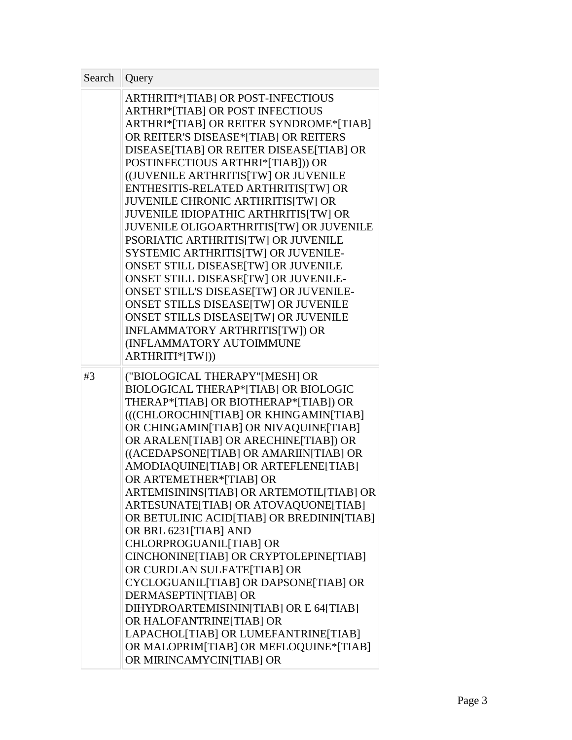| Search | Query |
| --- | --- |
| | ARTHRITI*[TIAB] OR POST-INFECTIOUS ARTHRI*[TIAB] OR POST INFECTIOUS ARTHRI*[TIAB] OR REITER SYNDROME*[TIAB] OR REITER'S DISEASE*[TIAB] OR REITERS DISEASE[TIAB] OR REITER DISEASE[TIAB] OR POSTINFECTIOUS ARTHRI*[TIAB])) OR ((JUVENILE ARTHRITIS[TW] OR JUVENILE ENTHESITIS-RELATED ARTHRITIS[TW] OR JUVENILE CHRONIC ARTHRITIS[TW] OR JUVENILE IDIOPATHIC ARTHRITIS[TW] OR JUVENILE OLIGOARTHRITIS[TW] OR JUVENILE PSORIATIC ARTHRITIS[TW] OR JUVENILE SYSTEMIC ARTHRITIS[TW] OR JUVENILE-ONSET STILL DISEASE[TW] OR JUVENILE ONSET STILL DISEASE[TW] OR JUVENILE-ONSET STILL'S DISEASE[TW] OR JUVENILE-ONSET STILLS DISEASE[TW] OR JUVENILE ONSET STILLS DISEASE[TW] OR JUVENILE INFLAMMATORY ARTHRITIS[TW]) OR (INFLAMMATORY AUTOIMMUNE ARTHRITI*[TW])) |
| #3 | ("BIOLOGICAL THERAPY"[MESH] OR BIOLOGICAL THERAP*[TIAB] OR BIOLOGIC THERAP*[TIAB] OR BIOTHERAP*[TIAB]) OR (((CHLOROCHIN[TIAB] OR KHINGAMIN[TIAB] OR CHINGAMIN[TIAB] OR NIVAQUINE[TIAB] OR ARALEN[TIAB] OR ARECHINE[TIAB]) OR ((ACEDAPSONE[TIAB] OR AMARIIN[TIAB] OR AMODIAQUINE[TIAB] OR ARTEFLENE[TIAB] OR ARTEMETHER*[TIAB] OR ARTEMISININS[TIAB] OR ARTEMOTIL[TIAB] OR ARTESUNATE[TIAB] OR ATOVAQUONE[TIAB] OR BETULINIC ACID[TIAB] OR BREDININ[TIAB] OR BRL 6231[TIAB] AND CHLORPROGUANIL[TIAB] OR CINCHONINE[TIAB] OR CRYPTOLEPINE[TIAB] OR CURDLAN SULFATE[TIAB] OR CYCLOGUANIL[TIAB] OR DAPSONE[TIAB] OR DERMASEPTIN[TIAB] OR DIHYDROARTEMISININ[TIAB] OR E 64[TIAB] OR HALOFANTRINE[TIAB] OR LAPACHOL[TIAB] OR LUMEFANTRINE[TIAB] OR MALOPRIM[TIAB] OR MEFLOQUINE*[TIAB] OR MIRINCAMYCIN[TIAB] OR |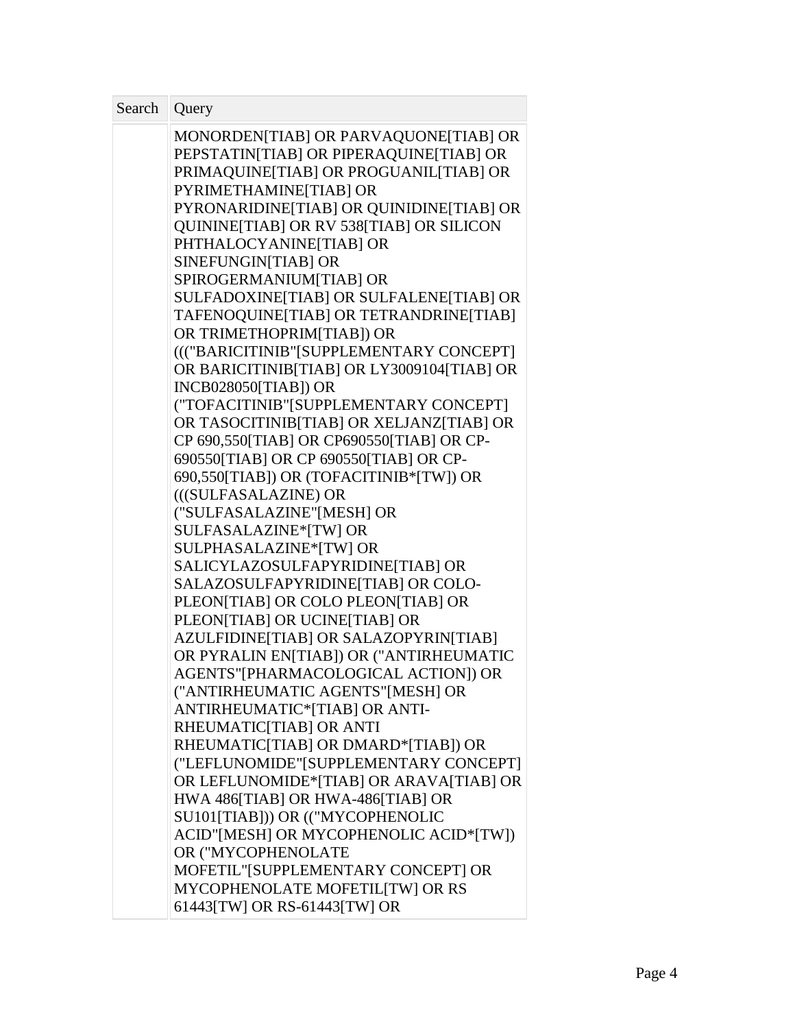| Search | Query |
| --- | --- |
| | MONORDEN[TIAB] OR PARVAQUONE[TIAB] OR PEPSTATIN[TIAB] OR PIPERAQUINE[TIAB] OR PRIMAQUINE[TIAB] OR PROGUANIL[TIAB] OR PYRIMETHAMINE[TIAB] OR PYRONARIDINE[TIAB] OR QUINIDINE[TIAB] OR QUININE[TIAB] OR RV 538[TIAB] OR SILICON PHTHALOCYANINE[TIAB] OR SINEFUNGIN[TIAB] OR SPIROGERMANIUM[TIAB] OR SULFADOXINE[TIAB] OR SULFALENE[TIAB] OR TAFENOQUINE[TIAB] OR TETRANDRINE[TIAB] OR TRIMETHOPRIM[TIAB]) OR ((("BARICITINIB"[SUPPLEMENTARY CONCEPT] OR BARICITINIB[TIAB] OR LY3009104[TIAB] OR INCB028050[TIAB]) OR ("TOFACITINIB"[SUPPLEMENTARY CONCEPT] OR TASOCITINIB[TIAB] OR XELJANZ[TIAB] OR CP 690,550[TIAB] OR CP690550[TIAB] OR CP-690550[TIAB] OR CP 690550[TIAB] OR CP-690,550[TIAB]) OR (TOFACITINIB*[TW]) OR (((SULFASALAZINE) OR ("SULFASALAZINE"[MESH] OR SULFASALAZINE*[TW] OR SULPHASALAZINE*[TW] OR SALICYLAZOSULFAPYRIDINE[TIAB] OR SALAZOSULFAPYRIDINE[TIAB] OR COLO-PLEON[TIAB] OR COLO PLEON[TIAB] OR PLEON[TIAB] OR UCINE[TIAB] OR AZULFIDINE[TIAB] OR SALAZOPYRIN[TIAB] OR PYRALIN EN[TIAB]) OR ("ANTIRHEUMATIC AGENTS"[PHARMACOLOGICAL ACTION]) OR ("ANTIRHEUMATIC AGENTS"[MESH] OR ANTIRHEUMATIC*[TIAB] OR ANTI-RHEUMATIC[TIAB] OR ANTI RHEUMATIC[TIAB] OR DMARD*[TIAB]) OR ("LEFLUNOMIDE"[SUPPLEMENTARY CONCEPT] OR LEFLUNOMIDE*[TIAB] OR ARAVA[TIAB] OR HWA 486[TIAB] OR HWA-486[TIAB] OR SU101[TIAB])) OR (("MYCOPHENOLIC ACID"[MESH] OR MYCOPHENOLIC ACID*[TW]) OR ("MYCOPHENOLATE MOFETIL"[SUPPLEMENTARY CONCEPT] OR MYCOPHENOLATE MOFETIL[TW] OR RS 61443[TW] OR RS-61443[TW] OR |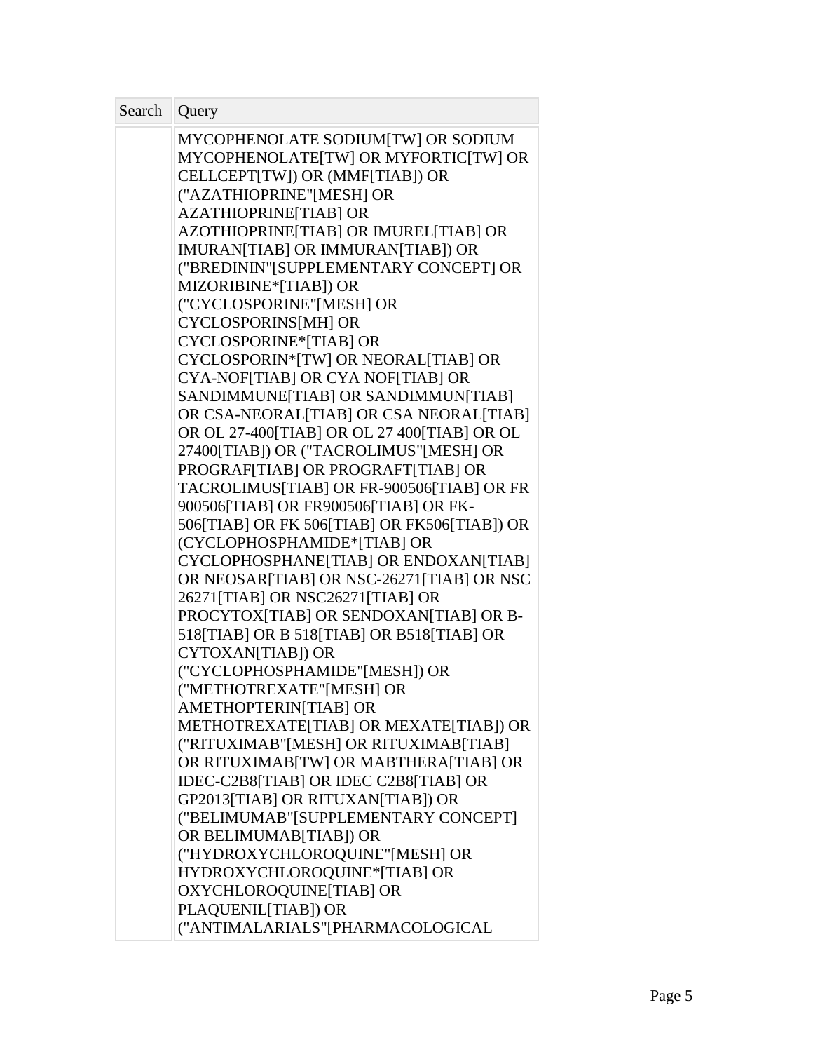| Search | Query |
| --- | --- |
| | MYCOPHENOLATE SODIUM[TW] OR SODIUM MYCOPHENOLATE[TW] OR MYFORTIC[TW] OR CELLCEPT[TW]) OR (MMF[TIAB]) OR ("AZATHIOPRINE"[MESH] OR AZATHIOPRINE[TIAB] OR AZOTHIOPRINE[TIAB] OR IMUREL[TIAB] OR IMURAN[TIAB] OR IMMURAN[TIAB]) OR ("BREDININ"[SUPPLEMENTARY CONCEPT] OR MIZORIBINE*[TIAB]) OR ("CYCLOSPORINE"[MESH] OR CYCLOSPORINS[MH] OR CYCLOSPORINE*[TIAB] OR CYCLOSPORIN*[TW] OR NEORAL[TIAB] OR CYA-NOF[TIAB] OR CYA NOF[TIAB] OR SANDIMMUNE[TIAB] OR SANDIMMUN[TIAB] OR CSA-NEORAL[TIAB] OR CSA NEORAL[TIAB] OR OL 27-400[TIAB] OR OL 27 400[TIAB] OR OL 27400[TIAB]) OR ("TACROLIMUS"[MESH] OR PROGRAF[TIAB] OR PROGRAFT[TIAB] OR TACROLIMUS[TIAB] OR FR-900506[TIAB] OR FR 900506[TIAB] OR FR900506[TIAB] OR FK-506[TIAB] OR FK 506[TIAB] OR FK506[TIAB]) OR (CYCLOPHOSPHAMIDE*[TIAB] OR CYCLOPHOSPHANE[TIAB] OR ENDOXAN[TIAB] OR NEOSAR[TIAB] OR NSC-26271[TIAB] OR NSC 26271[TIAB] OR NSC26271[TIAB] OR PROCYTOX[TIAB] OR SENDOXAN[TIAB] OR B-518[TIAB] OR B 518[TIAB] OR B518[TIAB] OR CYTOXAN[TIAB]) OR ("CYCLOPHOSPHAMIDE"[MESH]) OR ("METHOTREXATE"[MESH] OR AMETHOPTERIN[TIAB] OR METHOTREXATE[TIAB] OR MEXATE[TIAB]) OR ("RITUXIMAB"[MESH] OR RITUXIMAB[TIAB] OR RITUXIMAB[TW] OR MABTHERA[TIAB] OR IDEC-C2B8[TIAB] OR IDEC C2B8[TIAB] OR GP2013[TIAB] OR RITUXAN[TIAB]) OR ("BELIMUMAB"[SUPPLEMENTARY CONCEPT] OR BELIMUMAB[TIAB]) OR ("HYDROXYCHLOROQUINE"[MESH] OR HYDROXYCHLOROQUINE*[TIAB] OR OXYCHLOROQUINE[TIAB] OR PLAQUENIL[TIAB]) OR ("ANTIMALARIALS"[PHARMACOLOGICAL |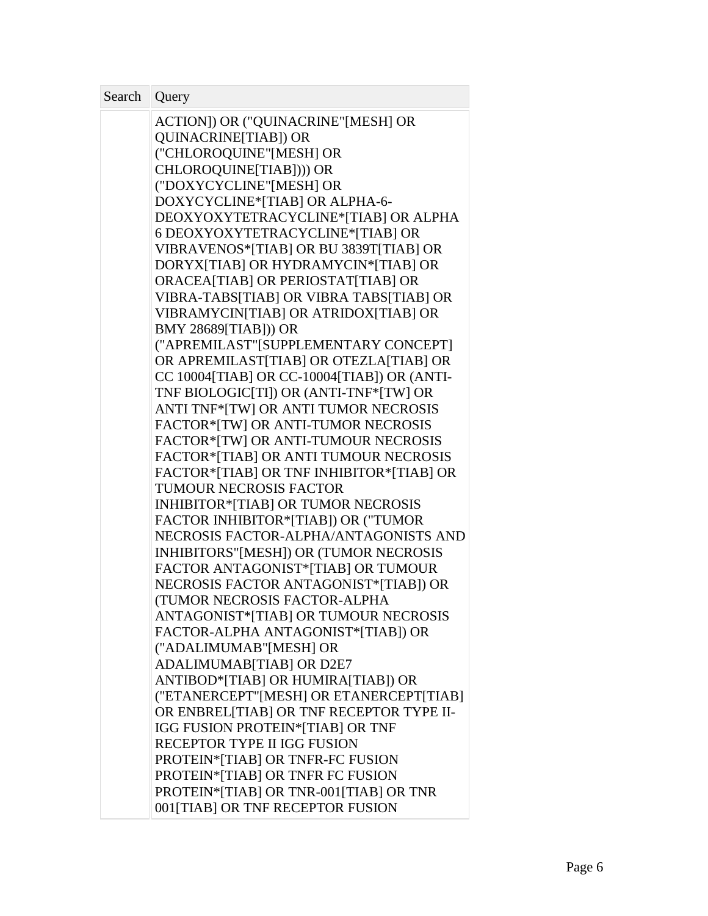| Search | Query |
| --- | --- |
| | ACTION]) OR ("QUINACRINE"[MESH] OR QUINACRINE[TIAB]) OR ("CHLOROQUINE"[MESH] OR CHLOROQUINE[TIAB]))) OR ("DOXYCYCLINE"[MESH] OR DOXYCYCLINE*[TIAB] OR ALPHA-6-DEOXYOXYTETRACYCLINE*[TIAB] OR ALPHA 6 DEOXYOXYTETRACYCLINE*[TIAB] OR VIBRAVENOS*[TIAB] OR BU 3839T[TIAB] OR DORYX[TIAB] OR HYDRAMYCIN*[TIAB] OR ORACEA[TIAB] OR PERIOSTAT[TIAB] OR VIBRA-TABS[TIAB] OR VIBRA TABS[TIAB] OR VIBRAMYCIN[TIAB] OR ATRIDOX[TIAB] OR BMY 28689[TIAB])) OR ("APREMILAST"[SUPPLEMENTARY CONCEPT] OR APREMILAST[TIAB] OR OTEZLA[TIAB] OR CC 10004[TIAB] OR CC-10004[TIAB]) OR (ANTI-TNF BIOLOGIC[TI]) OR (ANTI-TNF*[TW] OR ANTI TNF*[TW] OR ANTI TUMOR NECROSIS FACTOR*[TW] OR ANTI-TUMOR NECROSIS FACTOR*[TW] OR ANTI-TUMOUR NECROSIS FACTOR*[TIAB] OR ANTI TUMOUR NECROSIS FACTOR*[TIAB] OR TNF INHIBITOR*[TIAB] OR TUMOUR NECROSIS FACTOR INHIBITOR*[TIAB] OR TUMOR NECROSIS FACTOR INHIBITOR*[TIAB]) OR ("TUMOR NECROSIS FACTOR-ALPHA/ANTAGONISTS AND INHIBITORS"[MESH]) OR (TUMOR NECROSIS FACTOR ANTAGONIST*[TIAB] OR TUMOUR NECROSIS FACTOR ANTAGONIST*[TIAB]) OR (TUMOR NECROSIS FACTOR-ALPHA ANTAGONIST*[TIAB] OR TUMOUR NECROSIS FACTOR-ALPHA ANTAGONIST*[TIAB]) OR ("ADALIMUMAB"[MESH] OR ADALIMUMAB[TIAB] OR D2E7 ANTIBOD*[TIAB] OR HUMIRA[TIAB]) OR ("ETANERCEPT"[MESH] OR ETANERCEPT[TIAB] OR ENBREL[TIAB] OR TNF RECEPTOR TYPE II-IGG FUSION PROTEIN*[TIAB] OR TNF RECEPTOR TYPE II IGG FUSION PROTEIN*[TIAB] OR TNFR-FC FUSION PROTEIN*[TIAB] OR TNFR FC FUSION PROTEIN*[TIAB] OR TNR-001[TIAB] OR TNR 001[TIAB] OR TNF RECEPTOR FUSION |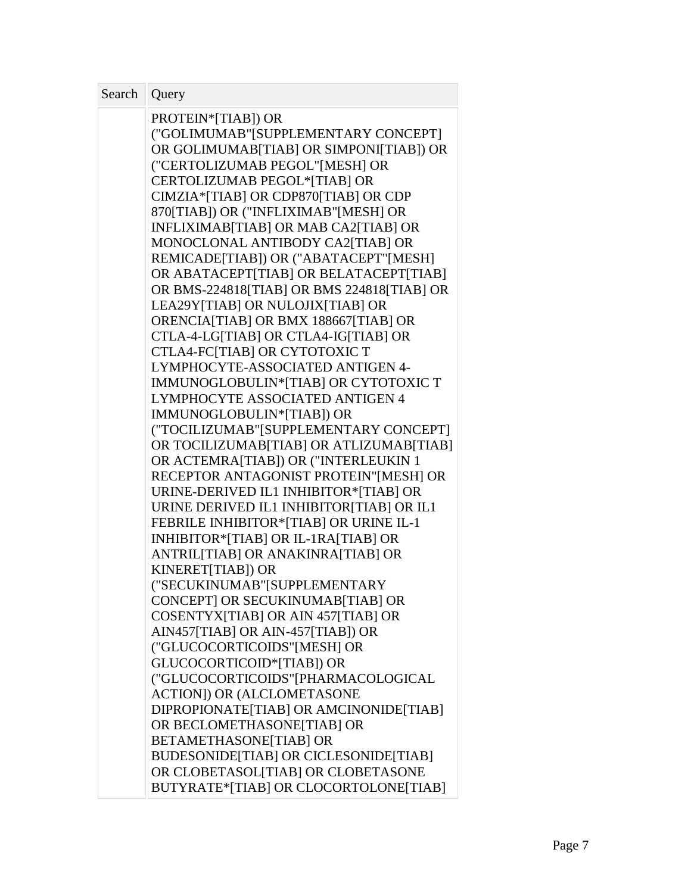| Search | Query |
| --- | --- |
| | PROTEIN*[TIAB]) OR ("GOLIMUMAB"[SUPPLEMENTARY CONCEPT] OR GOLIMUMAB[TIAB] OR SIMPONI[TIAB]) OR ("CERTOLIZUMAB PEGOL"[MESH] OR CERTOLIZUMAB PEGOL*[TIAB] OR CIMZIA*[TIAB] OR CDP870[TIAB] OR CDP 870[TIAB]) OR ("INFLIXIMAB"[MESH] OR INFLIXIMAB[TIAB] OR MAB CA2[TIAB] OR MONOCLONAL ANTIBODY CA2[TIAB] OR REMICADE[TIAB]) OR ("ABATACEPT"[MESH] OR ABATACEPT[TIAB] OR BELATACEPT[TIAB] OR BMS-224818[TIAB] OR BMS 224818[TIAB] OR LEA29Y[TIAB] OR NULOJIX[TIAB] OR ORENCIA[TIAB] OR BMX 188667[TIAB] OR CTLA-4-LG[TIAB] OR CTLA4-IG[TIAB] OR CTLA4-FC[TIAB] OR CYTOTOXIC T LYMPHOCYTE-ASSOCIATED ANTIGEN 4-IMMUNOGLOBULIN*[TIAB] OR CYTOTOXIC T LYMPHOCYTE ASSOCIATED ANTIGEN 4 IMMUNOGLOBULIN*[TIAB]) OR ("TOCILIZUMAB"[SUPPLEMENTARY CONCEPT] OR TOCILIZUMAB[TIAB] OR ATLIZUMAB[TIAB] OR ACTEMRA[TIAB]) OR ("INTERLEUKIN 1 RECEPTOR ANTAGONIST PROTEIN"[MESH] OR URINE-DERIVED IL1 INHIBITOR*[TIAB] OR URINE DERIVED IL1 INHIBITOR[TIAB] OR IL1 FEBRILE INHIBITOR*[TIAB] OR URINE IL-1 INHIBITOR*[TIAB] OR IL-1RA[TIAB] OR ANTRIL[TIAB] OR ANAKINRA[TIAB] OR KINERET[TIAB]) OR ("SECUKINUMAB"[SUPPLEMENTARY CONCEPT] OR SECUKINUMAB[TIAB] OR COSENTYX[TIAB] OR AIN 457[TIAB] OR AIN457[TIAB] OR AIN-457[TIAB]) OR ("GLUCOCORTICOIDS"[MESH] OR GLUCOCORTICOID*[TIAB]) OR ("GLUCOCORTICOIDS"[PHARMACOLOGICAL ACTION]) OR (ALCLOMETASONE DIPROPIONATE[TIAB] OR AMCINONIDE[TIAB] OR BECLOMETHASONE[TIAB] OR BETAMETHASONE[TIAB] OR BUDESONIDE[TIAB] OR CICLESONIDE[TIAB] OR CLOBETASOL[TIAB] OR CLOBETASONE BUTYRATE*[TIAB] OR CLOCORTOLONE[TIAB] |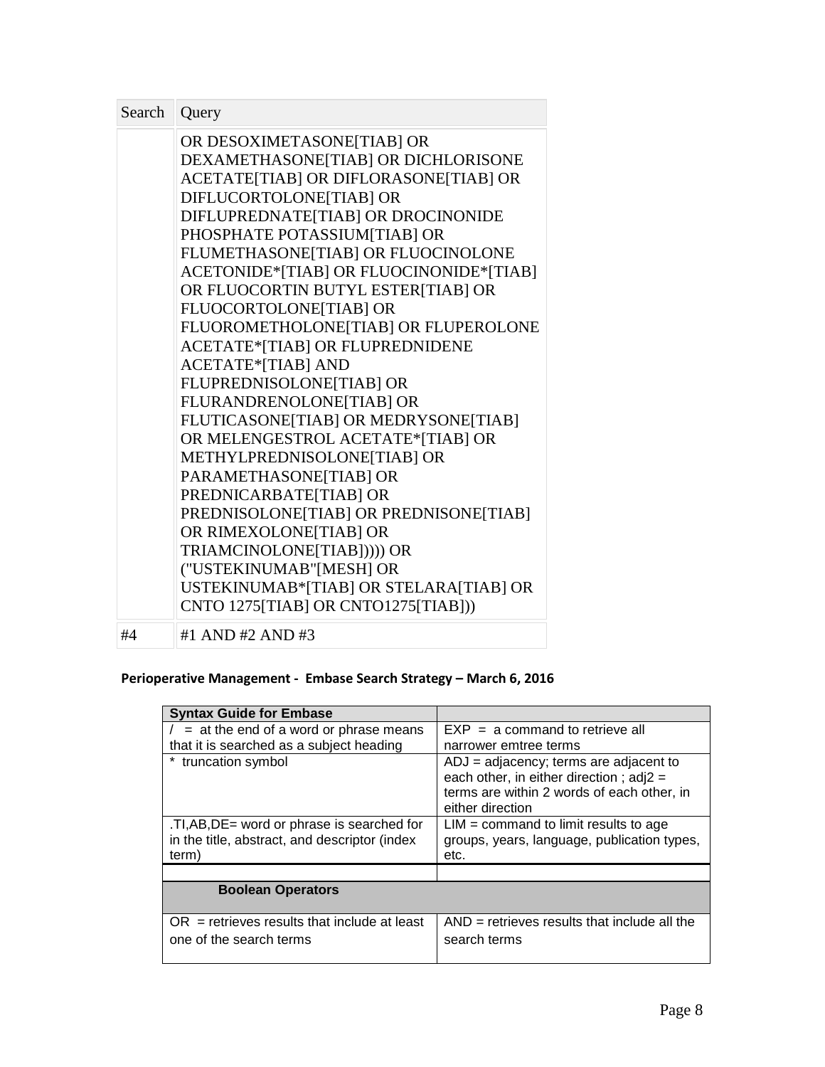| Search | Query |
| --- | --- |
| | OR DESOXIMETASONE[TIAB] OR DEXAMETHASONE[TIAB] OR DICHLORISONE ACETATE[TIAB] OR DIFLORASONE[TIAB] OR DIFLUCORTOLONE[TIAB] OR DIFLUPREDNATE[TIAB] OR DROCINONIDE PHOSPHATE POTASSIUM[TIAB] OR FLUMETHASONE[TIAB] OR FLUOCINOLONE ACETONIDE*[TIAB] OR FLUOCINONIDE*[TIAB] OR FLUOCORTIN BUTYL ESTER[TIAB] OR FLUOCORTOLONE[TIAB] OR FLUOROMETHOLONE[TIAB] OR FLUPEROLONE ACETATE*[TIAB] OR FLUPREDNIDENE ACETATE*[TIAB] AND FLUPREDNISOLONE[TIAB] OR FLURANDRENOLONE[TIAB] OR FLUTICASONE[TIAB] OR MEDRYSONE[TIAB] OR MELENGESTROL ACETATE*[TIAB] OR METHYLPREDNISOLONE[TIAB] OR PARAMETHASONE[TIAB] OR PREDNICARBATE[TIAB] OR PREDNISOLONE[TIAB] OR PREDNISONE[TIAB] OR RIMEXOLONE[TIAB] OR TRIAMCINOLONE[TIAB])))) OR ("USTEKINUMAB"[MESH] OR USTEKINUMAB*[TIAB] OR STELARA[TIAB] OR CNTO 1275[TIAB] OR CNTO1275[TIAB])) |
| #4 | #1 AND #2 AND #3 |

**Perioperative Management - Embase Search Strategy – March 6, 2016**

| **Syntax Guide for Embase** | |
| --- | --- |
| / = at the end of a word or phrase means that it is searched as a subject heading | EXP = a command to retrieve all narrower emtree terms |
| * truncation symbol | ADJ = adjacency; terms are adjacent to each other, in either direction ; adj2 = terms are within 2 words of each other, in either direction |
| .TI,AB,DE= word or phrase is searched for in the title, abstract, and descriptor (index term) | LIM = command to limit results to age groups, years, language, publication types, etc. |
| | |
| **Boolean Operators** | |
| OR = retrieves results that include at least one of the search terms | AND = retrieves results that include all the search terms |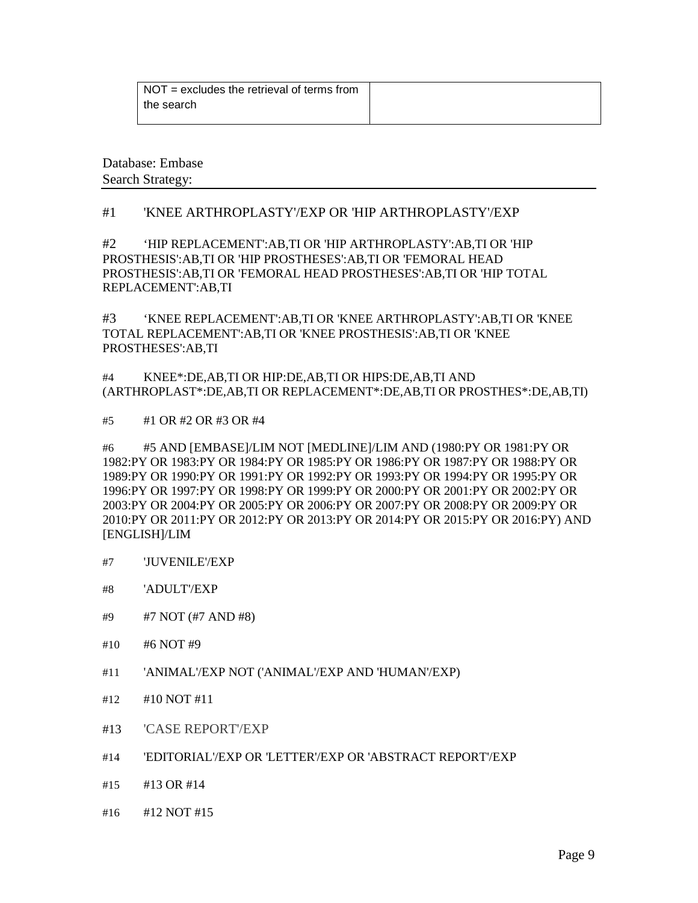| NOT = excludes the retrieval of terms from the search | |
|---|---|

Database: Embase
Search Strategy:

#1 'KNEE ARTHROPLASTY'/EXP OR 'HIP ARTHROPLASTY'/EXP

#2 'HIP REPLACEMENT':AB,TI OR 'HIP ARTHROPLASTY':AB,TI OR 'HIP PROSTHESIS':AB,TI OR 'HIP PROSTHESES':AB,TI OR 'FEMORAL HEAD PROSTHESIS':AB,TI OR 'FEMORAL HEAD PROSTHESES':AB,TI OR 'HIP TOTAL REPLACEMENT':AB,TI

#3 'KNEE REPLACEMENT':AB,TI OR 'KNEE ARTHROPLASTY':AB,TI OR 'KNEE TOTAL REPLACEMENT':AB,TI OR 'KNEE PROSTHESIS':AB,TI OR 'KNEE PROSTHESES':AB,TI

#4 KNEE*:DE,AB,TI OR HIP:DE,AB,TI OR HIPS:DE,AB,TI AND (ARTHROPLAST*:DE,AB,TI OR REPLACEMENT*:DE,AB,TI OR PROSTHES*:DE,AB,TI)

#5 #1 OR #2 OR #3 OR #4

#6 #5 AND [EMBASE]/LIM NOT [MEDLINE]/LIM AND (1980:PY OR 1981:PY OR 1982:PY OR 1983:PY OR 1984:PY OR 1985:PY OR 1986:PY OR 1987:PY OR 1988:PY OR 1989:PY OR 1990:PY OR 1991:PY OR 1992:PY OR 1993:PY OR 1994:PY OR 1995:PY OR 1996:PY OR 1997:PY OR 1998:PY OR 1999:PY OR 2000:PY OR 2001:PY OR 2002:PY OR 2003:PY OR 2004:PY OR 2005:PY OR 2006:PY OR 2007:PY OR 2008:PY OR 2009:PY OR 2010:PY OR 2011:PY OR 2012:PY OR 2013:PY OR 2014:PY OR 2015:PY OR 2016:PY) AND [ENGLISH]/LIM

#7 'JUVENILE'/EXP

#8 'ADULT'/EXP

#9 #7 NOT (#7 AND #8)

#10 #6 NOT #9

#11 'ANIMAL'/EXP NOT ('ANIMAL'/EXP AND 'HUMAN'/EXP)

#12 #10 NOT #11

#13 'CASE REPORT'/EXP

#14 'EDITORIAL'/EXP OR 'LETTER'/EXP OR 'ABSTRACT REPORT'/EXP

#15 #13 OR #14

#16 #12 NOT #15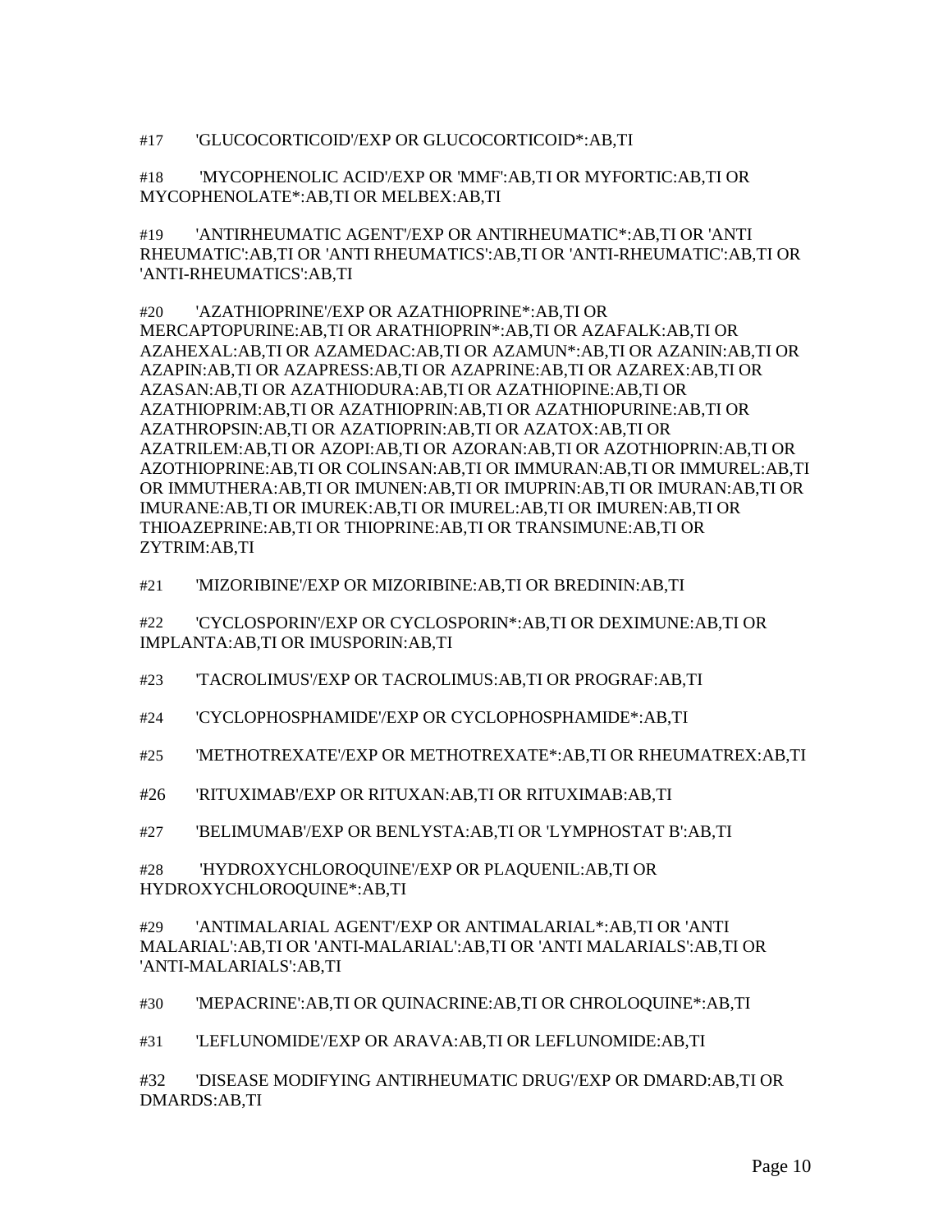#17 'GLUCOCORTICOID'/EXP OR GLUCOCORTICOID*:AB,TI

#18 'MYCOPHENOLIC ACID'/EXP OR 'MMF':AB,TI OR MYFORTIC:AB,TI OR MYCOPHENOLATE*:AB,TI OR MELBEX:AB,TI

#19 'ANTIRHEUMATIC AGENT'/EXP OR ANTIRHEUMATIC*:AB,TI OR 'ANTI RHEUMATIC':AB,TI OR 'ANTI RHEUMATICS':AB,TI OR 'ANTI-RHEUMATIC':AB,TI OR 'ANTI-RHEUMATICS':AB,TI

#20 'AZATHIOPRINE'/EXP OR AZATHIOPRINE*:AB,TI OR MERCAPTOPURINE:AB,TI OR ARATHIOPRIN*:AB,TI OR AZAFALK:AB,TI OR AZAHEXAL:AB,TI OR AZAMEDAC:AB,TI OR AZAMUN*:AB,TI OR AZANIN:AB,TI OR AZAPIN:AB,TI OR AZAPRESS:AB,TI OR AZAPRINE:AB,TI OR AZAREX:AB,TI OR AZASAN:AB,TI OR AZATHIODURA:AB,TI OR AZATHIOPINE:AB,TI OR AZATHIOPRIM:AB,TI OR AZATHIOPRIN:AB,TI OR AZATHIOPURINE:AB,TI OR AZATHROPSIN:AB,TI OR AZATIOPRIN:AB,TI OR AZATOX:AB,TI OR AZATRILEM:AB,TI OR AZOPI:AB,TI OR AZORAN:AB,TI OR AZOTHIOPRIN:AB,TI OR AZOTHIOPRINE:AB,TI OR COLINSAN:AB,TI OR IMMURAN:AB,TI OR IMMUREL:AB,TI OR IMMUTHERA:AB,TI OR IMUNEN:AB,TI OR IMUPRIN:AB,TI OR IMURAN:AB,TI OR IMURANE:AB,TI OR IMUREK:AB,TI OR IMUREL:AB,TI OR IMUREN:AB,TI OR THIOAZEPRINE:AB,TI OR THIOPRINE:AB,TI OR TRANSIMUNE:AB,TI OR ZYTRIM:AB,TI

#21 'MIZORIBINE'/EXP OR MIZORIBINE:AB,TI OR BREDININ:AB,TI

#22 'CYCLOSPORIN'/EXP OR CYCLOSPORIN*:AB,TI OR DEXIMUNE:AB,TI OR IMPLANTA:AB,TI OR IMUSPORIN:AB,TI

#23 'TACROLIMUS'/EXP OR TACROLIMUS:AB,TI OR PROGRAF:AB,TI

#24 'CYCLOPHOSPHAMIDE'/EXP OR CYCLOPHOSPHAMIDE*:AB,TI

#25 'METHOTREXATE'/EXP OR METHOTREXATE*:AB,TI OR RHEUMATREX:AB,TI

#26 'RITUXIMAB'/EXP OR RITUXAN:AB,TI OR RITUXIMAB:AB,TI

#27 'BELIMUMAB'/EXP OR BENLYSTA:AB,TI OR 'LYMPHOSTAT B':AB,TI

#28 'HYDROXYCHLOROQUINE'/EXP OR PLAQUENIL:AB,TI OR HYDROXYCHLOROQUINE*:AB,TI

#29 'ANTIMALARIAL AGENT'/EXP OR ANTIMALARIAL*:AB,TI OR 'ANTI MALARIAL':AB,TI OR 'ANTI-MALARIAL':AB,TI OR 'ANTI MALARIALS':AB,TI OR 'ANTI-MALARIALS':AB,TI

#30 'MEPACRINE':AB,TI OR QUINACRINE:AB,TI OR CHROLOQUINE*:AB,TI

#31 'LEFLUNOMIDE'/EXP OR ARAVA:AB,TI OR LEFLUNOMIDE:AB,TI

#32 'DISEASE MODIFYING ANTIRHEUMATIC DRUG'/EXP OR DMARD:AB,TI OR DMARDS:AB,TI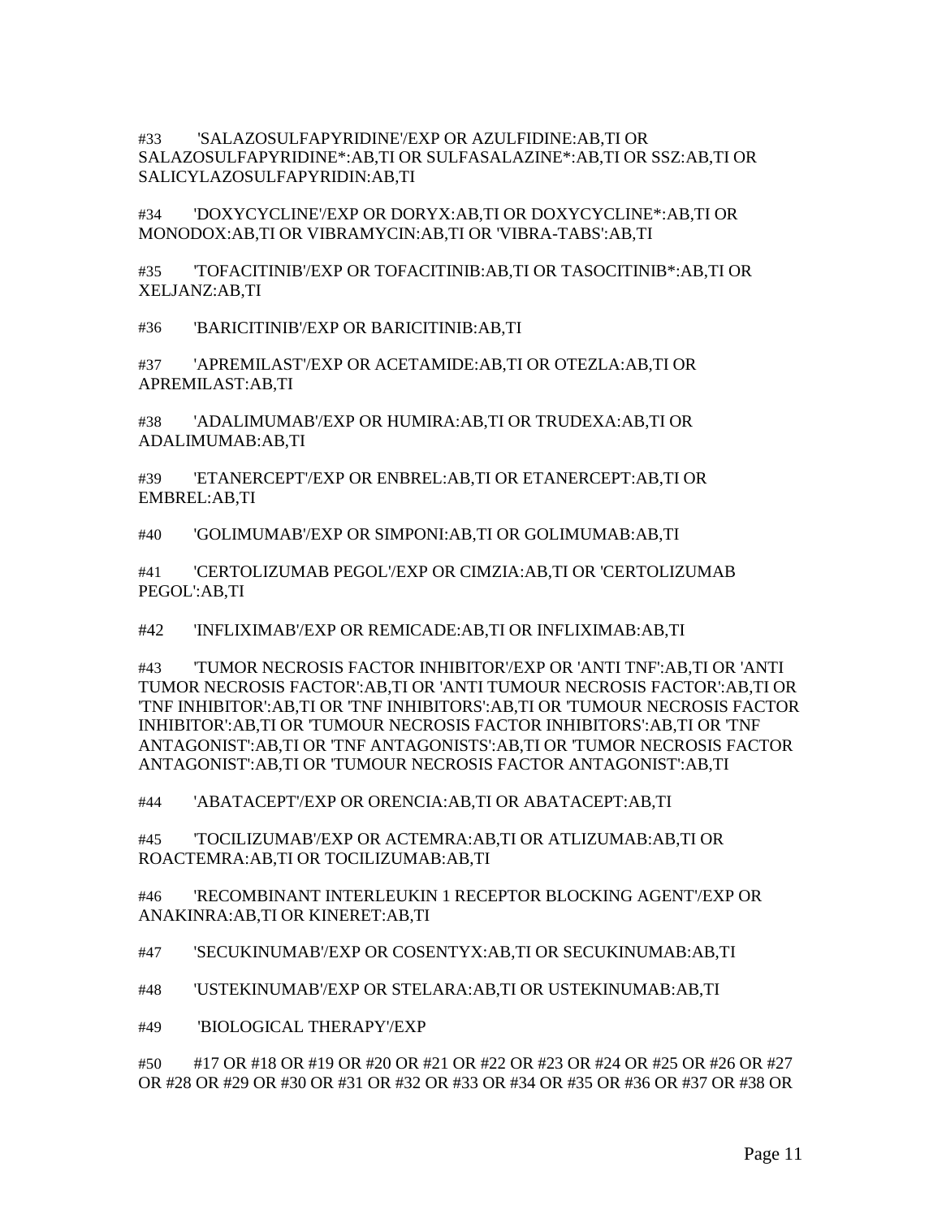#33 'SALAZOSULFAPYRIDINE'/EXP OR AZULFIDINE:AB,TI OR SALAZOSULFAPYRIDINE*:AB,TI OR SULFASALAZINE*:AB,TI OR SSZ:AB,TI OR SALICYLAZOSULFAPYRIDIN:AB,TI

#34 'DOXYCYCLINE'/EXP OR DORYX:AB,TI OR DOXYCYCLINE*:AB,TI OR MONODOX:AB,TI OR VIBRAMYCIN:AB,TI OR 'VIBRA-TABS':AB,TI

#35 'TOFACITINIB'/EXP OR TOFACITINIB:AB,TI OR TASOCITINIB*:AB,TI OR XELJANZ:AB,TI

#36 'BARICITINIB'/EXP OR BARICITINIB:AB,TI

#37 'APREMILAST'/EXP OR ACETAMIDE:AB,TI OR OTEZLA:AB,TI OR APREMILAST:AB,TI

#38 'ADALIMUMAB'/EXP OR HUMIRA:AB,TI OR TRUDEXA:AB,TI OR ADALIMUMAB:AB,TI

#39 'ETANERCEPT'/EXP OR ENBREL:AB,TI OR ETANERCEPT:AB,TI OR EMBREL:AB,TI

#40 'GOLIMUMAB'/EXP OR SIMPONI:AB,TI OR GOLIMUMAB:AB,TI

#41 'CERTOLIZUMAB PEGOL'/EXP OR CIMZIA:AB,TI OR 'CERTOLIZUMAB PEGOL':AB,TI

#42 'INFLIXIMAB'/EXP OR REMICADE:AB,TI OR INFLIXIMAB:AB,TI

#43 'TUMOR NECROSIS FACTOR INHIBITOR'/EXP OR 'ANTI TNF':AB,TI OR 'ANTI TUMOR NECROSIS FACTOR':AB,TI OR 'ANTI TUMOUR NECROSIS FACTOR':AB,TI OR 'TNF INHIBITOR':AB,TI OR 'TNF INHIBITORS':AB,TI OR 'TUMOUR NECROSIS FACTOR INHIBITOR':AB,TI OR 'TUMOUR NECROSIS FACTOR INHIBITORS':AB,TI OR 'TNF ANTAGONIST':AB,TI OR 'TNF ANTAGONISTS':AB,TI OR 'TUMOR NECROSIS FACTOR ANTAGONIST':AB,TI OR 'TUMOUR NECROSIS FACTOR ANTAGONIST':AB,TI

#44 'ABATACEPT'/EXP OR ORENCIA:AB,TI OR ABATACEPT:AB,TI

#45 'TOCILIZUMAB'/EXP OR ACTEMRA:AB,TI OR ATLIZUMAB:AB,TI OR ROACTEMRA:AB,TI OR TOCILIZUMAB:AB,TI

#46 'RECOMBINANT INTERLEUKIN 1 RECEPTOR BLOCKING AGENT'/EXP OR ANAKINRA:AB,TI OR KINERET:AB,TI

#47 'SECUKINUMAB'/EXP OR COSENTYX:AB,TI OR SECUKINUMAB:AB,TI

#48 'USTEKINUMAB'/EXP OR STELARA:AB,TI OR USTEKINUMAB:AB,TI

#49 'BIOLOGICAL THERAPY'/EXP

#50 #17 OR #18 OR #19 OR #20 OR #21 OR #22 OR #23 OR #24 OR #25 OR #26 OR #27 OR #28 OR #29 OR #30 OR #31 OR #32 OR #33 OR #34 OR #35 OR #36 OR #37 OR #38 OR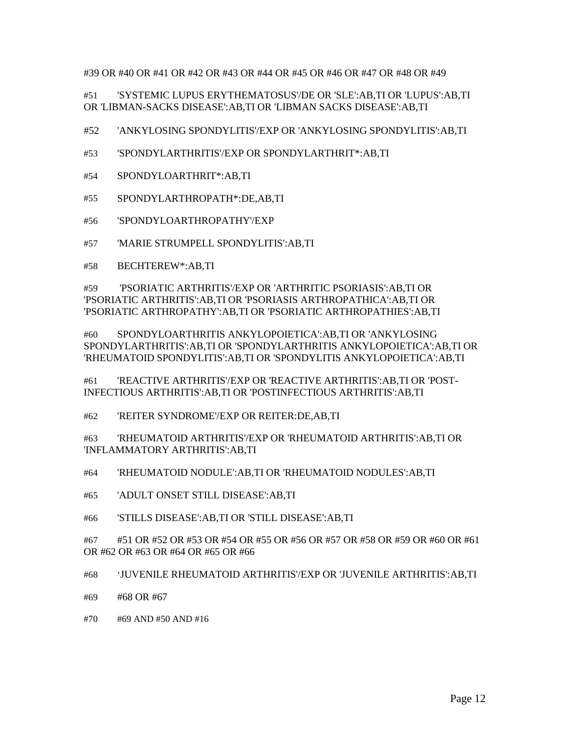#39 OR #40 OR #41 OR #42 OR #43 OR #44 OR #45 OR #46 OR #47 OR #48 OR #49

#51 'SYSTEMIC LUPUS ERYTHEMATOSUS'/DE OR 'SLE':AB,TI OR 'LUPUS':AB,TI OR 'LIBMAN-SACKS DISEASE':AB,TI OR 'LIBMAN SACKS DISEASE':AB,TI

#52 'ANKYLOSING SPONDYLITIS'/EXP OR 'ANKYLOSING SPONDYLITIS':AB,TI

#53 'SPONDYLARTHRITIS'/EXP OR SPONDYLARTHRIT*:AB,TI

#54 SPONDYLOARTHRIT*:AB,TI

#55 SPONDYLARTHROPATH*:DE,AB,TI

#56 'SPONDYLOARTHROPATHY'/EXP

#57 'MARIE STRUMPELL SPONDYLITIS':AB,TI

#58 BECHTEREW*:AB,TI

#59 'PSORIATIC ARTHRITIS'/EXP OR 'ARTHRITIC PSORIASIS':AB,TI OR 'PSORIATIC ARTHRITIS':AB,TI OR 'PSORIASIS ARTHROPATHICA':AB,TI OR 'PSORIATIC ARTHROPATHY':AB,TI OR 'PSORIATIC ARTHROPATHIES':AB,TI

#60 SPONDYLOARTHRITIS ANKYLOPOIETICA':AB,TI OR 'ANKYLOSING SPONDYLARTHRITIS':AB,TI OR 'SPONDYLARTHRITIS ANKYLOPOIETICA':AB,TI OR 'RHEUMATOID SPONDYLITIS':AB,TI OR 'SPONDYLITIS ANKYLOPOIETICA':AB,TI

#61 'REACTIVE ARTHRITIS'/EXP OR 'REACTIVE ARTHRITIS':AB,TI OR 'POST-INFECTIOUS ARTHRITIS':AB,TI OR 'POSTINFECTIOUS ARTHRITIS':AB,TI

#62 'REITER SYNDROME'/EXP OR REITER:DE,AB,TI

#63 'RHEUMATOID ARTHRITIS'/EXP OR 'RHEUMATOID ARTHRITIS':AB,TI OR 'INFLAMMATORY ARTHRITIS':AB,TI

#64 'RHEUMATOID NODULE':AB,TI OR 'RHEUMATOID NODULES':AB,TI

#65 'ADULT ONSET STILL DISEASE':AB,TI

#66 'STILLS DISEASE':AB,TI OR 'STILL DISEASE':AB,TI

#67 #51 OR #52 OR #53 OR #54 OR #55 OR #56 OR #57 OR #58 OR #59 OR #60 OR #61 OR #62 OR #63 OR #64 OR #65 OR #66

#68 ‘JUVENILE RHEUMATOID ARTHRITIS'/EXP OR 'JUVENILE ARTHRITIS':AB,TI

#69 #68 OR #67

#70 #69 AND #50 AND #16